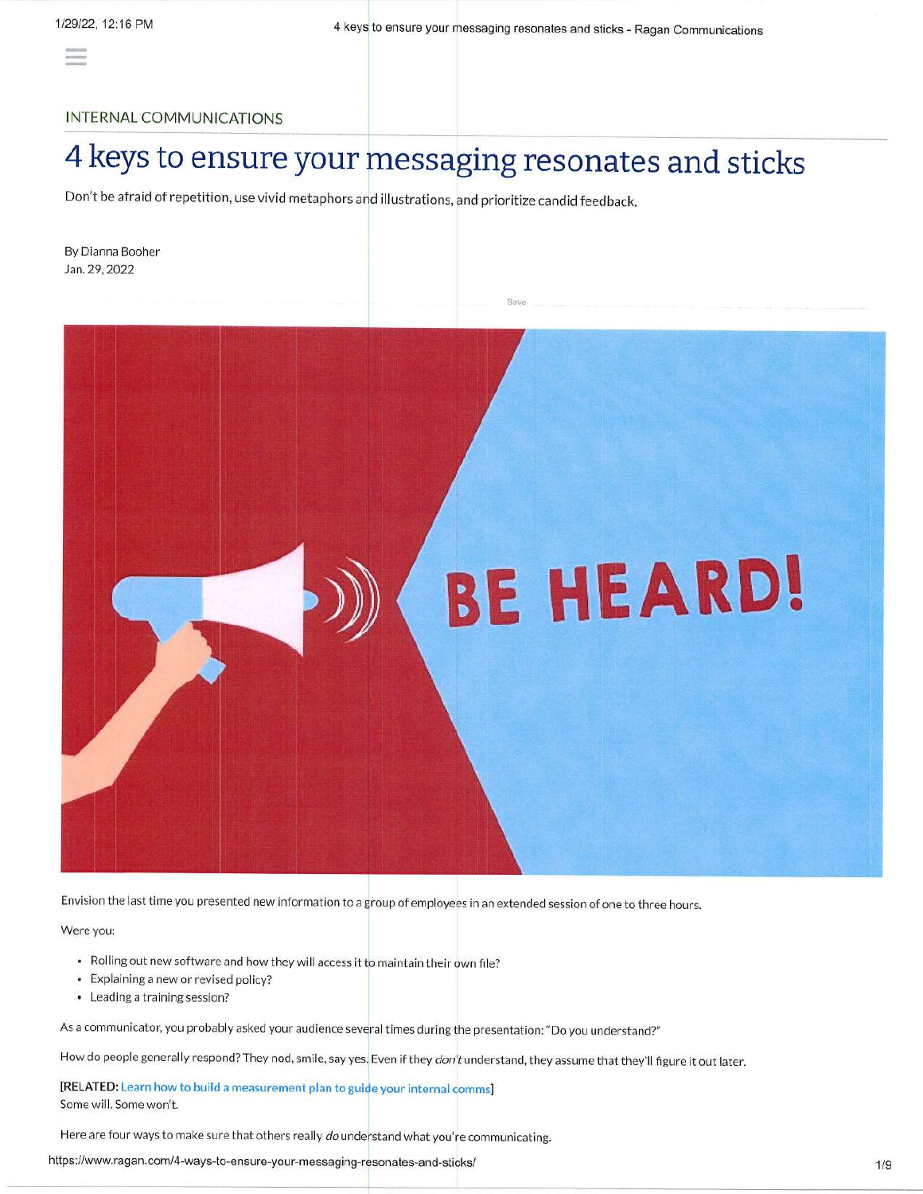INTERNAL COMMUNICATIONS

# 4 keys to ensure your messaging resonates and sticks

Don't be afraid of repetition, use vivid metaphors and illustrations, and prioritize candid feedback.

By Dianna Booher
Jan. 29, 2022

Envision the last time you presented new information to a group of employees in an extended session of one to three hours.

Were you:

- Rolling out new software and how they will access it to maintain their own file?
- Explaining a new or revised policy?
- Leading a training session?

As a communicator, you probably asked your audience several times during the presentation: "Do you understand?"

How do people generally respond? They nod, smile, say yes. Even if they *don't* understand, they assume that they'll figure it out later.

**[RELATED:** Learn how to build a measurement plan to guide your internal comms]
Some will. Some won't.

Here are four ways to make sure that others really *do* understand what you're communicating.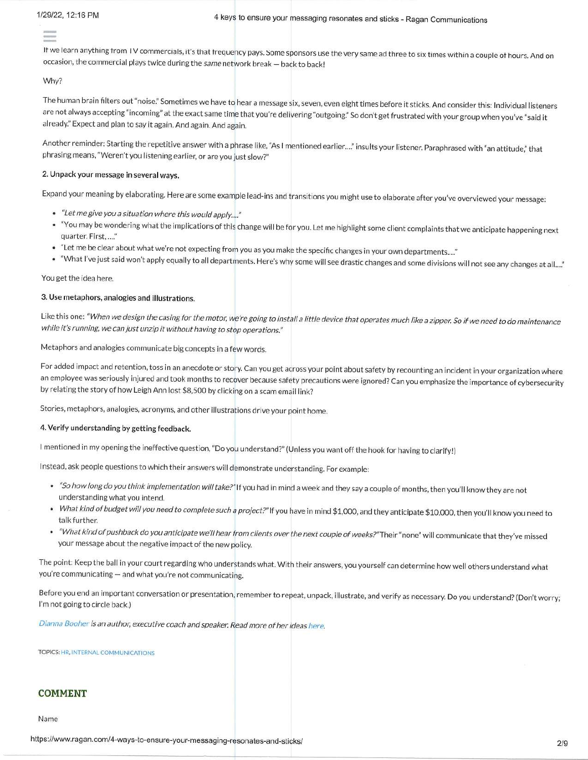If we learn anything from TV commercials, it's that frequency pays. Some sponsors use the very same ad three to six times within a couple of hours. And on occasion, the commercial plays twice during the *same* network break — back to back!

Why?

The human brain filters out "noise." Sometimes we have to hear a message six, seven, even eight times before it sticks. And consider this: Individual listeners are not always accepting "incoming" at the exact same time that you're delivering "outgoing." So don't get frustrated with your group when you've "said it already." Expect and plan to say it again. And again. And again.

Another reminder: Starting the repetitive answer with a phrase like, "As I mentioned earlier...." insults your listener. Paraphrased with "an attitude," that phrasing means, "Weren't you listening earlier, or are you just slow?"

**2. Unpack your message in several ways.**

Expand your meaning by elaborating. Here are some example lead-ins and transitions you might use to elaborate after you've overviewed your message:

- *"Let me give you a situation where this would apply...."*
- "You may be wondering what the implications of this change will be for you. Let me highlight some client complaints that we anticipate happening next quarter. First, ...."
- "Let me be clear about what we're not expecting from you as you make the specific changes in your own departments...."
- "What I've just said won't apply equally to all departments. Here's why some will see drastic changes and some divisions will not see any changes at all...."

You get the idea here.

**3. Use metaphors, analogies and illustrations.**

Like this one: *"When we design the casing for the motor, we're going to install a little device that operates much like a zipper. So if we need to do maintenance while it's running, we can just unzip it without having to stop operations."*

Metaphors and analogies communicate big concepts in a few words.

For added impact and retention, toss in an anecdote or story. Can you get across your point about safety by recounting an incident in your organization where an employee was seriously injured and took months to recover because safety precautions were ignored? Can you emphasize the importance of cybersecurity by relating the story of how Leigh Ann lost $8,500 by clicking on a scam email link?

Stories, metaphors, analogies, acronyms, and other illustrations drive your point home.

**4. Verify understanding by getting feedback.**

I mentioned in my opening the ineffective question, "Do you understand?" (Unless you want off the hook for having to clarify!)

Instead, ask people questions to which their answers will demonstrate understanding. For example:

- *"So how long do you think implementation will take?"* If you had in mind a week and they say a couple of months, then you'll know they are not understanding what you intend.
- *What kind of budget will you need to complete such a project?"* If you have in mind $1,000, and they anticipate $10,000, then you'll know you need to talk further.
- *"What kind of pushback do you anticipate we'll hear from clients over the next couple of weeks?"* Their "none" will communicate that they've missed your message about the negative impact of the new policy.

The point: Keep the ball in your court regarding who understands what. With their answers, you yourself can determine how well others understand what you're communicating — and what you're not communicating.

Before you end an important conversation or presentation, remember to repeat, unpack, illustrate, and verify as necessary. Do you understand? (Don't worry; I'm not going to circle back.)

*Dianna Booher is an author, executive coach and speaker. Read more of her ideas here.*

TOPICS: HR, INTERNAL COMMUNICATIONS

## COMMENT

Name